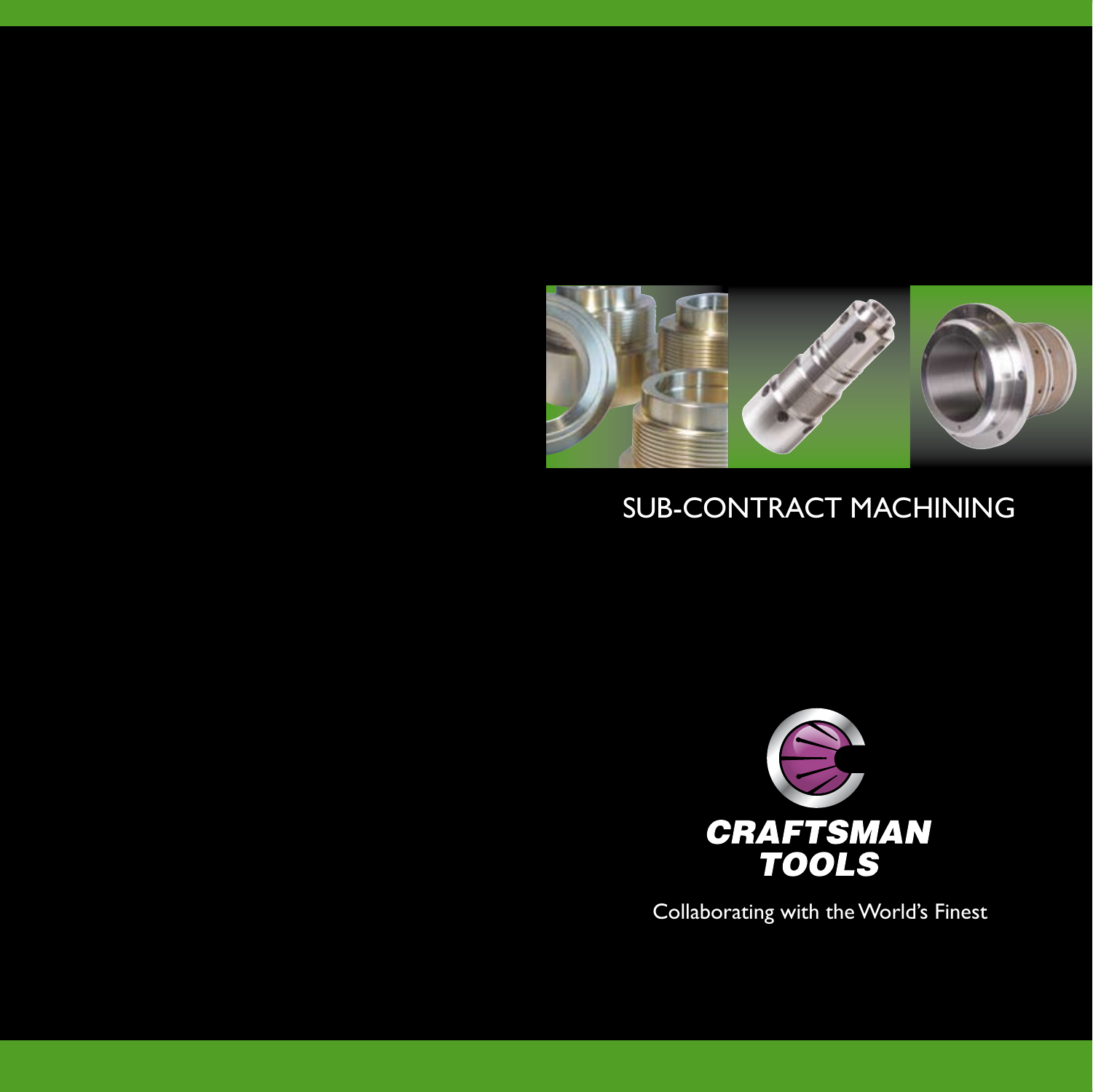# SUB-CONTRACT MACHINING

**CRAFTSMAN TOOLS**

Collaborating with the World's Finest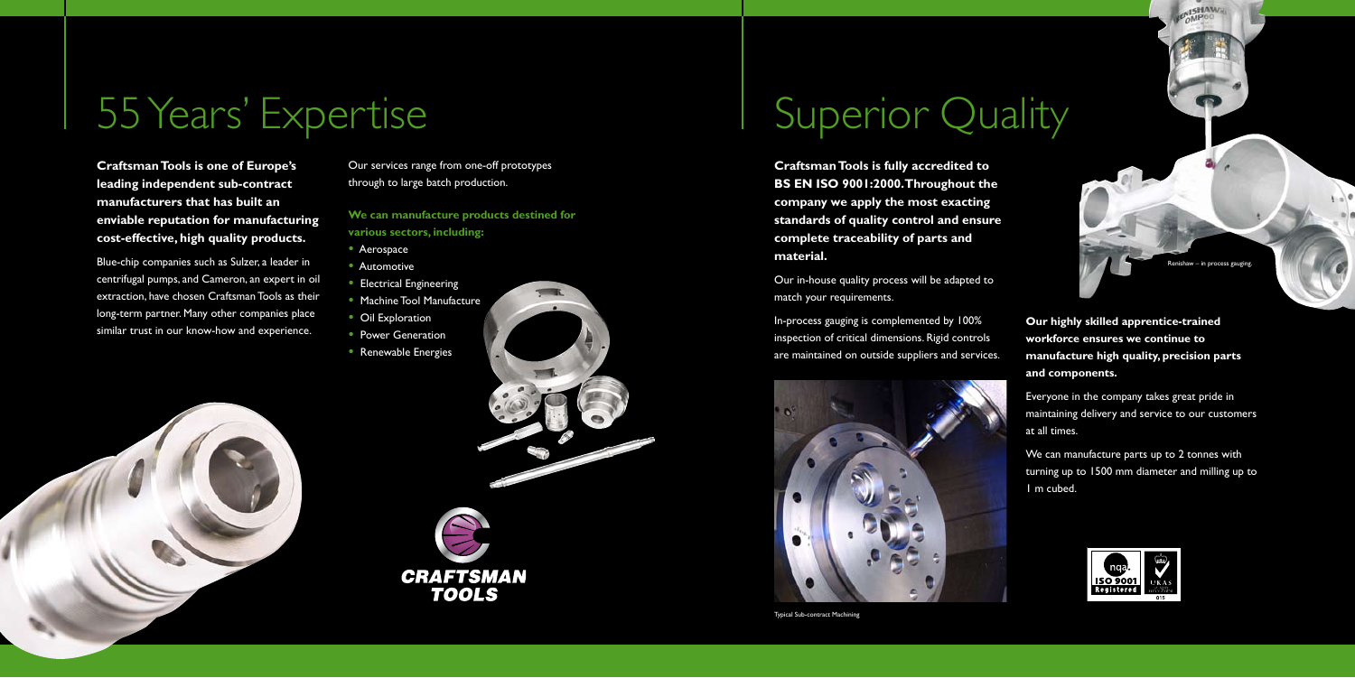# 55 Years' Expertise

**Craftsman Tools is one of Europe's leading independent sub-contract manufacturers that has built an enviable reputation for manufacturing cost-effective, high quality products.**

Blue-chip companies such as Sulzer, a leader in centrifugal pumps, and Cameron, an expert in oil extraction, have chosen Craftsman Tools as their long-term partner. Many other companies place similar trust in our know-how and experience.

Our services range from one-off prototypes through to large batch production.

**We can manufacture products destined for various sectors, including:**

- Aerospace
- Automotive
- Electrical Engineering
- Machine Tool Manufacture
- Oil Exploration
- Power Generation
- Renewable Energies

CRAFTSMAN TOOLS

# Superior Quality

**Craftsman Tools is fully accredited to BS EN ISO 9001:2000. Throughout the company we apply the most exacting standards of quality control and ensure complete traceability of parts and material.**

Our in-house quality process will be adapted to match your requirements.

In-process gauging is complemented by 100% inspection of critical dimensions. Rigid controls are maintained on outside suppliers and services.

Typical Sub-contract Machining

Renishaw – in process gauging.

**Our highly skilled apprentice-trained workforce ensures we continue to manufacture high quality, precision parts and components.**

Everyone in the company takes great pride in maintaining delivery and service to our customers at all times.

We can manufacture parts up to 2 tonnes with turning up to 1500 mm diameter and milling up to 1 m cubed.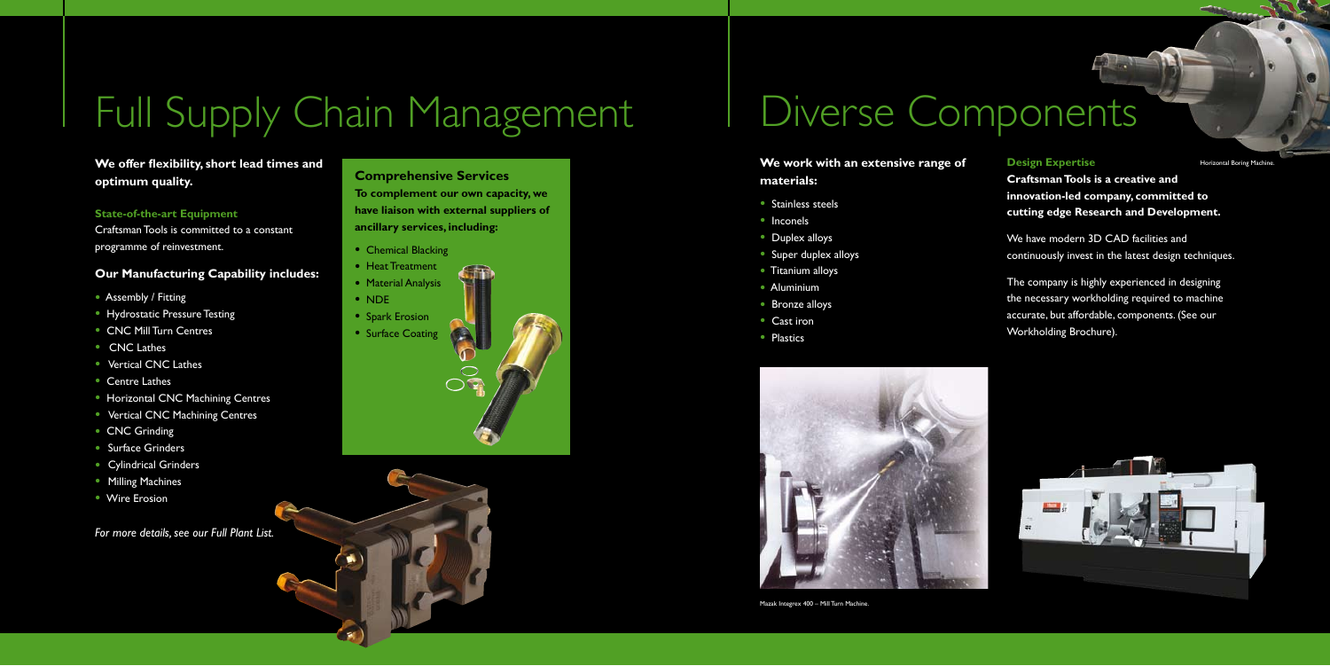# Full Supply Chain Management

**We offer flexibility, short lead times and optimum quality.**

**State-of-the-art Equipment**

Craftsman Tools is committed to a constant programme of reinvestment.

### Our Manufacturing Capability includes:

- Assembly / Fitting
- Hydrostatic Pressure Testing
- CNC Mill Turn Centres
- CNC Lathes
- Vertical CNC Lathes
- Centre Lathes
- Horizontal CNC Machining Centres
- Vertical CNC Machining Centres
- CNC Grinding
- Surface Grinders
- Cylindrical Grinders
- Milling Machines
- Wire Erosion

*For more details, see our Full Plant List.*

### Comprehensive Services

**To complement our own capacity, we have liaison with external suppliers of ancillary services, including:**

- Chemical Blacking
- Heat Treatment
- Material Analysis
- NDE
- Spark Erosion
- Surface Coating

# Diverse Components

**We work with an extensive range of materials:**

- Stainless steels
- Inconels
- Duplex alloys
- Super duplex alloys
- Titanium alloys
- Aluminium
- Bronze alloys
- Cast iron
- Plastics

Mazak Integrex 400 – Mill Turn Machine.

**Design Expertise**

**Craftsman Tools is a creative and innovation-led company, committed to cutting edge Research and Development.**

We have modern 3D CAD facilities and continuously invest in the latest design techniques.

The company is highly experienced in designing the necessary workholding required to machine accurate, but affordable, components. (See our Workholding Brochure).

Horizontal Boring Machine.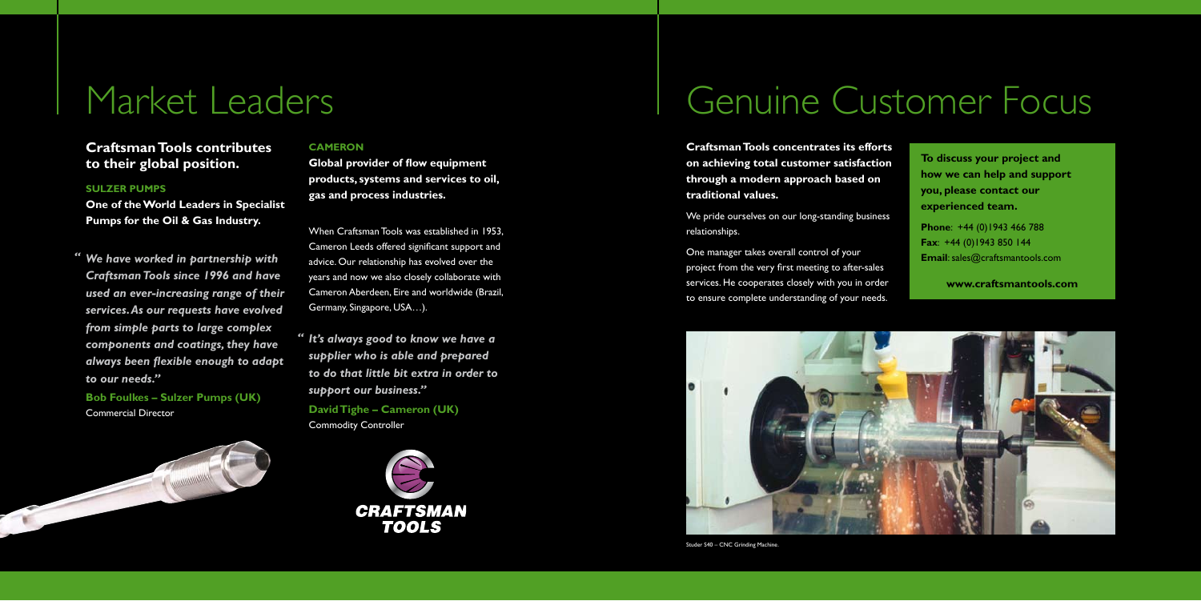# Market Leaders

## Craftsman Tools contributes to their global position.

### SULZER PUMPS

**One of the World Leaders in Specialist Pumps for the Oil & Gas Industry.**

***"We have worked in partnership with Craftsman Tools since 1996 and have used an ever-increasing range of their services. As our requests have evolved from simple parts to large complex components and coatings, they have always been flexible enough to adapt to our needs."***

**Bob Foulkes – Sulzer Pumps (UK)**
Commercial Director

### CAMERON

**Global provider of flow equipment products, systems and services to oil, gas and process industries.**

When Craftsman Tools was established in 1953, Cameron Leeds offered significant support and advice. Our relationship has evolved over the years and now we also closely collaborate with Cameron Aberdeen, Eire and worldwide (Brazil, Germany, Singapore, USA…).

***"It's always good to know we have a supplier who is able and prepared to do that little bit extra in order to support our business."***

**David Tighe – Cameron (UK)**
Commodity Controller

CRAFTSMAN TOOLS

# Genuine Customer Focus

**Craftsman Tools concentrates its efforts on achieving total customer satisfaction through a modern approach based on traditional values.**

We pride ourselves on our long-standing business relationships.

One manager takes overall control of your project from the very first meeting to after-sales services. He cooperates closely with you in order to ensure complete understanding of your needs.

**To discuss your project and how we can help and support you, please contact our experienced team.**

**Phone**: +44 (0)1943 466 788
**Fax**: +44 (0)1943 850 144
**Email**: sales@craftsmantools.com

**www.craftsmantools.com**

Studer S40 – CNC Grinding Machine.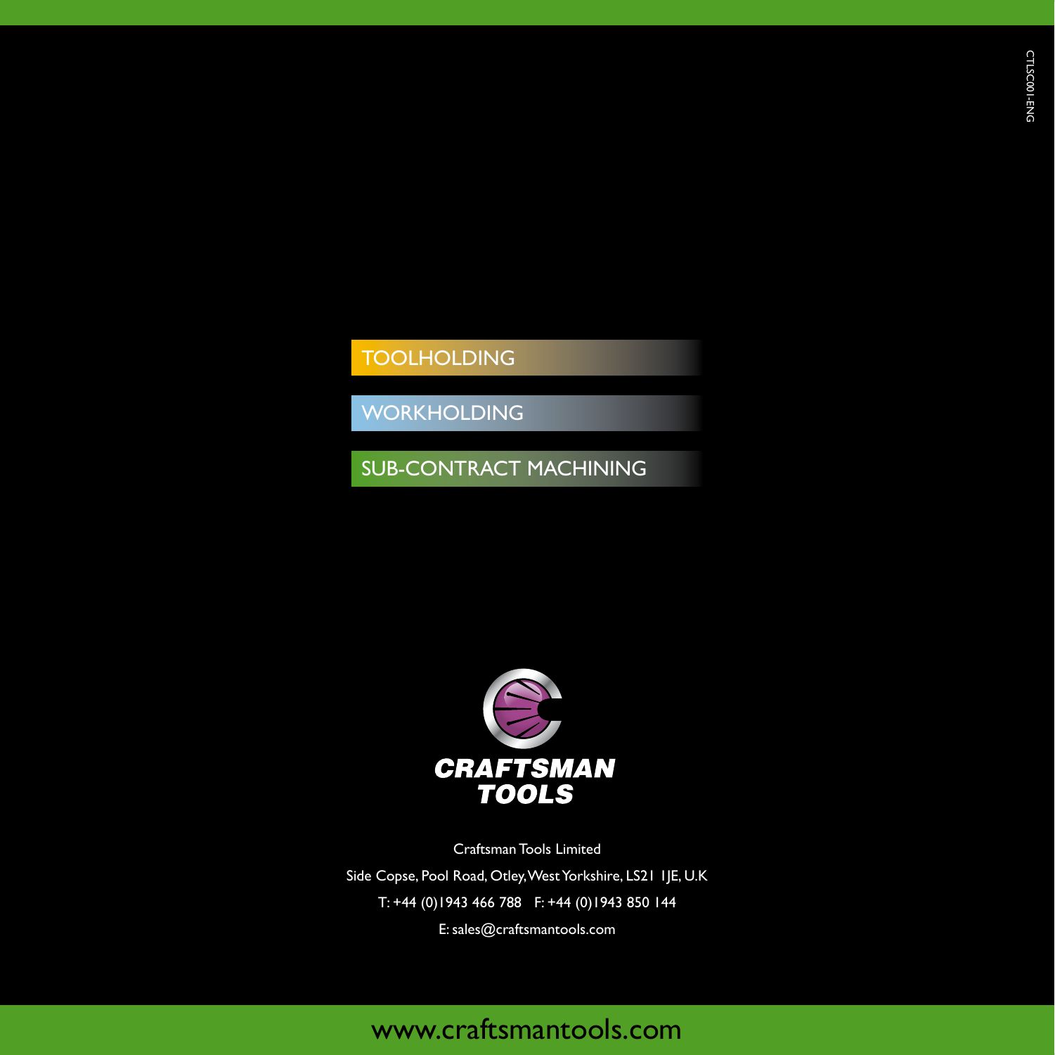CTLSC001-ENG

TOOLHOLDING

WORKHOLDING

SUB-CONTRACT MACHINING

CRAFTSMAN TOOLS

Craftsman Tools Limited

Side Copse, Pool Road, Otley, West Yorkshire, LS21 1JE, U.K

T: +44 (0)1943 466 788   F: +44 (0)1943 850 144

E: sales@craftsmantools.com

www.craftsmantools.com